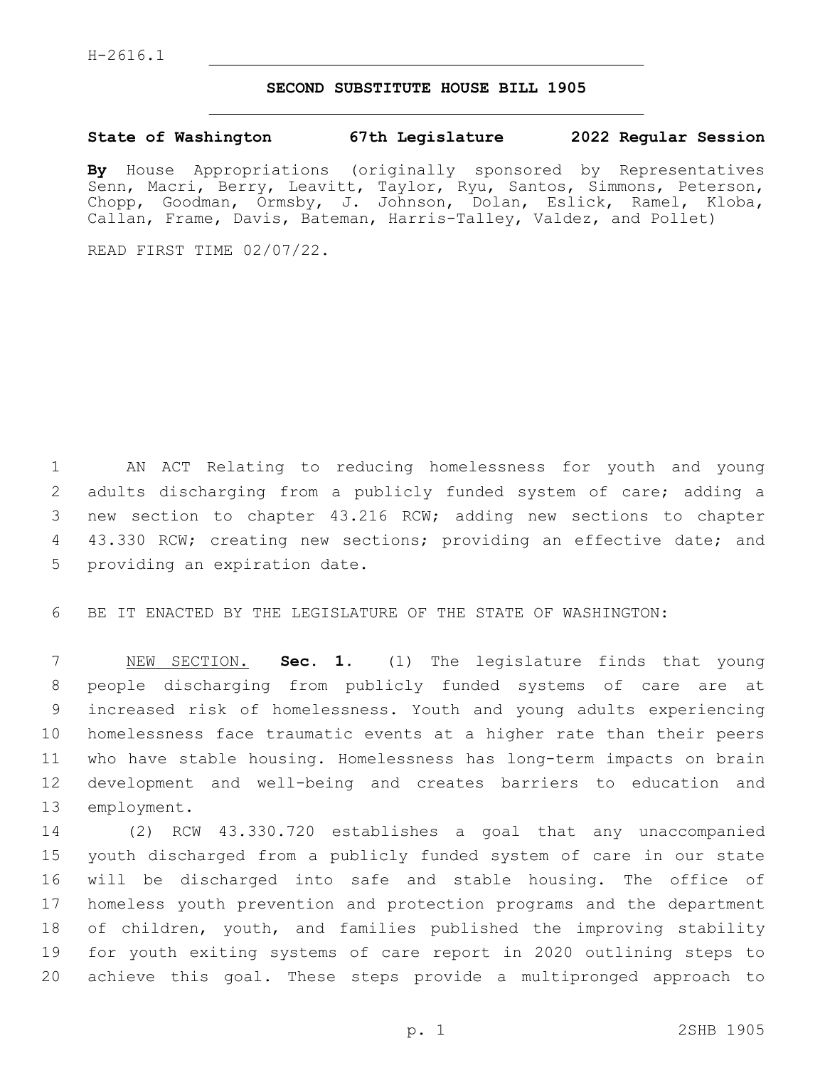H-2616.1

# SECOND SUBSTITUTE HOUSE BILL 1905

**State of Washington 67th Legislature 2022 Regular Session**

**By** House Appropriations (originally sponsored by Representatives Senn, Macri, Berry, Leavitt, Taylor, Ryu, Santos, Simmons, Peterson, Chopp, Goodman, Ormsby, J. Johnson, Dolan, Eslick, Ramel, Kloba, Callan, Frame, Davis, Bateman, Harris-Talley, Valdez, and Pollet)

READ FIRST TIME 02/07/22.

AN ACT Relating to reducing homelessness for youth and young adults discharging from a publicly funded system of care; adding a new section to chapter 43.216 RCW; adding new sections to chapter 43.330 RCW; creating new sections; providing an effective date; and providing an expiration date.

BE IT ENACTED BY THE LEGISLATURE OF THE STATE OF WASHINGTON:

NEW SECTION. **Sec. 1.** (1) The legislature finds that young people discharging from publicly funded systems of care are at increased risk of homelessness. Youth and young adults experiencing homelessness face traumatic events at a higher rate than their peers who have stable housing. Homelessness has long-term impacts on brain development and well-being and creates barriers to education and employment.

(2) RCW 43.330.720 establishes a goal that any unaccompanied youth discharged from a publicly funded system of care in our state will be discharged into safe and stable housing. The office of homeless youth prevention and protection programs and the department of children, youth, and families published the improving stability for youth exiting systems of care report in 2020 outlining steps to achieve this goal. These steps provide a multipronged approach to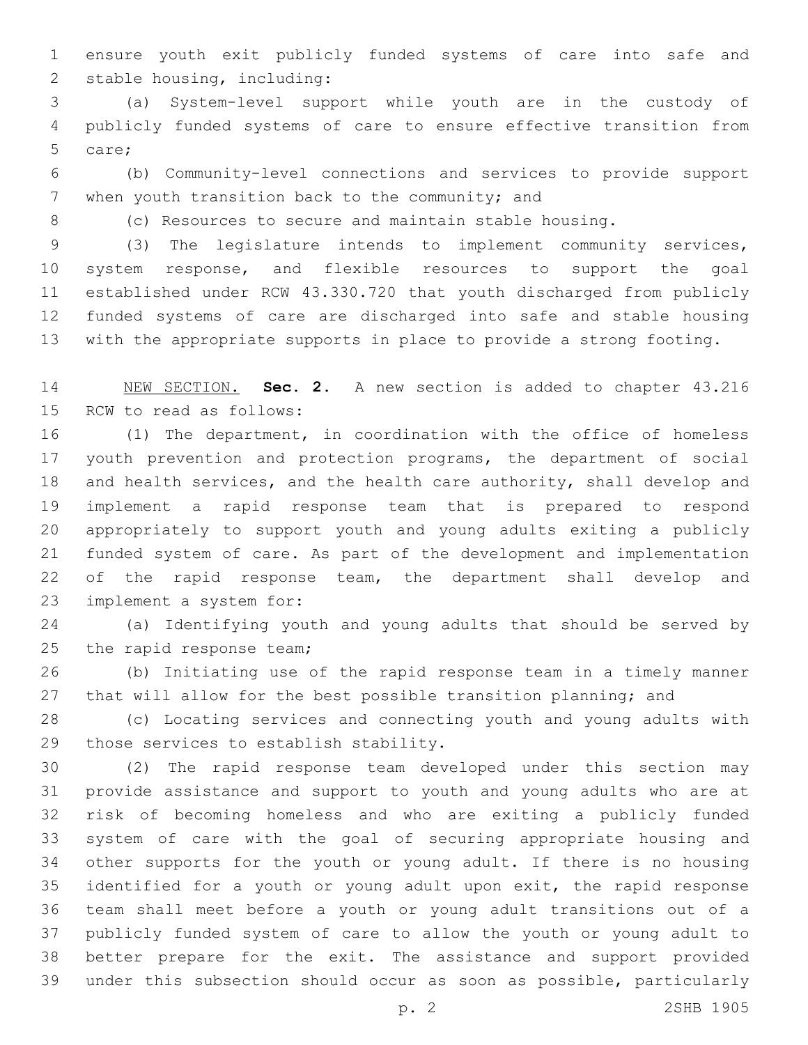ensure youth exit publicly funded systems of care into safe and stable housing, including:

(a) System-level support while youth are in the custody of publicly funded systems of care to ensure effective transition from care;

(b) Community-level connections and services to provide support when youth transition back to the community; and

(c) Resources to secure and maintain stable housing.

(3) The legislature intends to implement community services, system response, and flexible resources to support the goal established under RCW 43.330.720 that youth discharged from publicly funded systems of care are discharged into safe and stable housing with the appropriate supports in place to provide a strong footing.

NEW SECTION. **Sec. 2.** A new section is added to chapter 43.216 RCW to read as follows:

(1) The department, in coordination with the office of homeless youth prevention and protection programs, the department of social and health services, and the health care authority, shall develop and implement a rapid response team that is prepared to respond appropriately to support youth and young adults exiting a publicly funded system of care. As part of the development and implementation of the rapid response team, the department shall develop and implement a system for:

(a) Identifying youth and young adults that should be served by the rapid response team;

(b) Initiating use of the rapid response team in a timely manner that will allow for the best possible transition planning; and

(c) Locating services and connecting youth and young adults with those services to establish stability.

(2) The rapid response team developed under this section may provide assistance and support to youth and young adults who are at risk of becoming homeless and who are exiting a publicly funded system of care with the goal of securing appropriate housing and other supports for the youth or young adult. If there is no housing identified for a youth or young adult upon exit, the rapid response team shall meet before a youth or young adult transitions out of a publicly funded system of care to allow the youth or young adult to better prepare for the exit. The assistance and support provided under this subsection should occur as soon as possible, particularly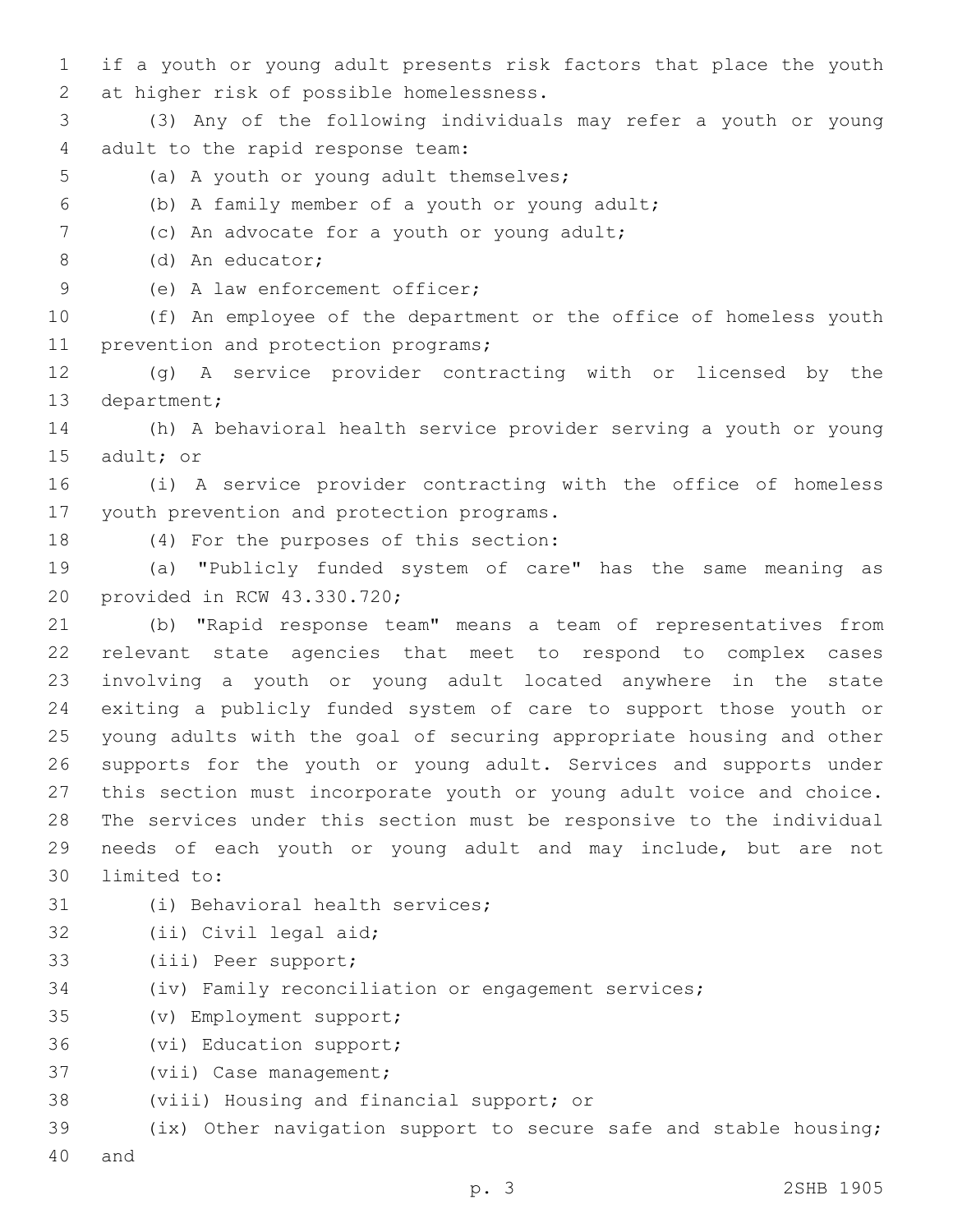if a youth or young adult presents risk factors that place the youth at higher risk of possible homelessness.

(3) Any of the following individuals may refer a youth or young adult to the rapid response team:

(a) A youth or young adult themselves;

(b) A family member of a youth or young adult;

(c) An advocate for a youth or young adult;

(d) An educator;

(e) A law enforcement officer;

(f) An employee of the department or the office of homeless youth prevention and protection programs;

(g) A service provider contracting with or licensed by the department;

(h) A behavioral health service provider serving a youth or young adult; or

(i) A service provider contracting with the office of homeless youth prevention and protection programs.

(4) For the purposes of this section:

(a) "Publicly funded system of care" has the same meaning as provided in RCW 43.330.720;

(b) "Rapid response team" means a team of representatives from relevant state agencies that meet to respond to complex cases involving a youth or young adult located anywhere in the state exiting a publicly funded system of care to support those youth or young adults with the goal of securing appropriate housing and other supports for the youth or young adult. Services and supports under this section must incorporate youth or young adult voice and choice. The services under this section must be responsive to the individual needs of each youth or young adult and may include, but are not limited to:

(i) Behavioral health services;

(ii) Civil legal aid;

(iii) Peer support;

(iv) Family reconciliation or engagement services;

(v) Employment support;

(vi) Education support;

(vii) Case management;

(viii) Housing and financial support; or

(ix) Other navigation support to secure safe and stable housing; and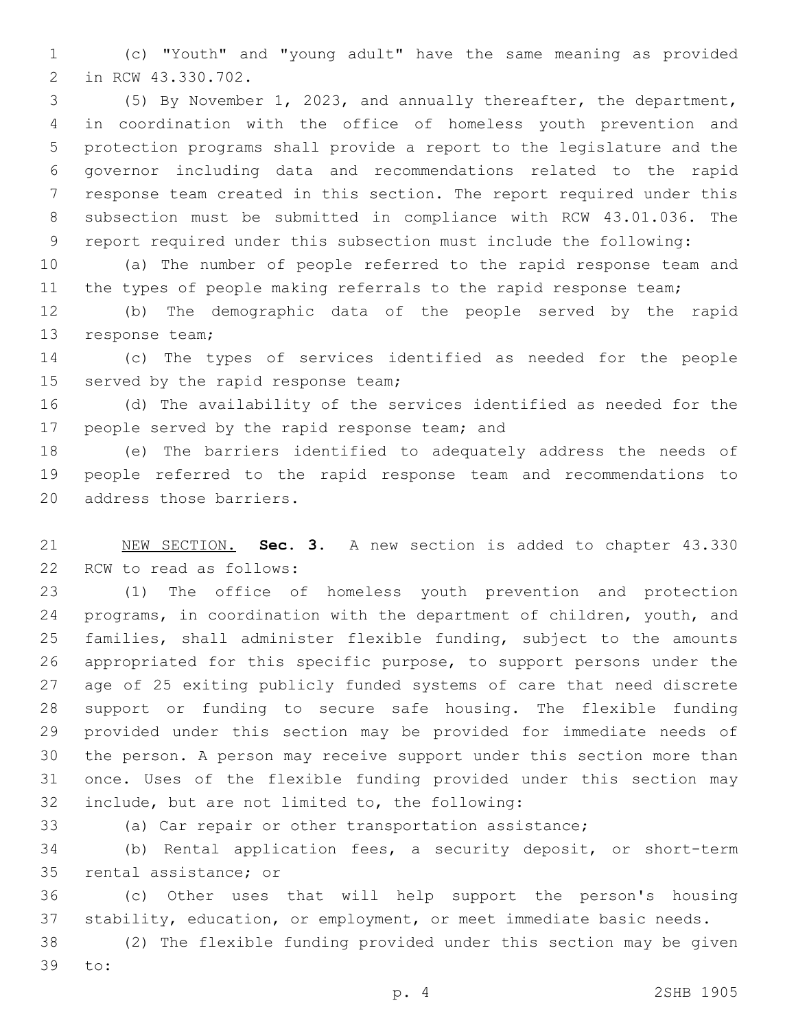(c) "Youth" and "young adult" have the same meaning as provided in RCW 43.330.702.

(5) By November 1, 2023, and annually thereafter, the department, in coordination with the office of homeless youth prevention and protection programs shall provide a report to the legislature and the governor including data and recommendations related to the rapid response team created in this section. The report required under this subsection must be submitted in compliance with RCW 43.01.036. The report required under this subsection must include the following:

(a) The number of people referred to the rapid response team and the types of people making referrals to the rapid response team;

(b) The demographic data of the people served by the rapid response team;

(c) The types of services identified as needed for the people served by the rapid response team;

(d) The availability of the services identified as needed for the people served by the rapid response team; and

(e) The barriers identified to adequately address the needs of people referred to the rapid response team and recommendations to address those barriers.

NEW SECTION. **Sec. 3.** A new section is added to chapter 43.330 RCW to read as follows:

(1) The office of homeless youth prevention and protection programs, in coordination with the department of children, youth, and families, shall administer flexible funding, subject to the amounts appropriated for this specific purpose, to support persons under the age of 25 exiting publicly funded systems of care that need discrete support or funding to secure safe housing. The flexible funding provided under this section may be provided for immediate needs of the person. A person may receive support under this section more than once. Uses of the flexible funding provided under this section may include, but are not limited to, the following:

(a) Car repair or other transportation assistance;

(b) Rental application fees, a security deposit, or short-term rental assistance; or

(c) Other uses that will help support the person's housing stability, education, or employment, or meet immediate basic needs.

(2) The flexible funding provided under this section may be given to: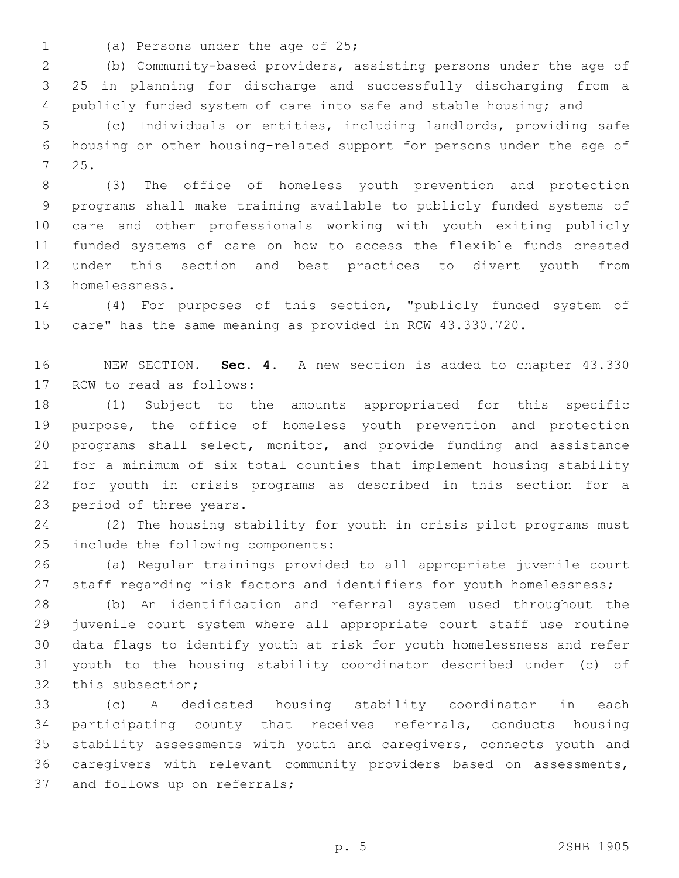(a) Persons under the age of 25;

(b) Community-based providers, assisting persons under the age of 25 in planning for discharge and successfully discharging from a publicly funded system of care into safe and stable housing; and

(c) Individuals or entities, including landlords, providing safe housing or other housing-related support for persons under the age of 25.

(3) The office of homeless youth prevention and protection programs shall make training available to publicly funded systems of care and other professionals working with youth exiting publicly funded systems of care on how to access the flexible funds created under this section and best practices to divert youth from homelessness.

(4) For purposes of this section, "publicly funded system of care" has the same meaning as provided in RCW 43.330.720.

NEW SECTION. **Sec. 4.** A new section is added to chapter 43.330 RCW to read as follows:

(1) Subject to the amounts appropriated for this specific purpose, the office of homeless youth prevention and protection programs shall select, monitor, and provide funding and assistance for a minimum of six total counties that implement housing stability for youth in crisis programs as described in this section for a period of three years.

(2) The housing stability for youth in crisis pilot programs must include the following components:

(a) Regular trainings provided to all appropriate juvenile court staff regarding risk factors and identifiers for youth homelessness;

(b) An identification and referral system used throughout the juvenile court system where all appropriate court staff use routine data flags to identify youth at risk for youth homelessness and refer youth to the housing stability coordinator described under (c) of this subsection;

(c) A dedicated housing stability coordinator in each participating county that receives referrals, conducts housing stability assessments with youth and caregivers, connects youth and caregivers with relevant community providers based on assessments, and follows up on referrals;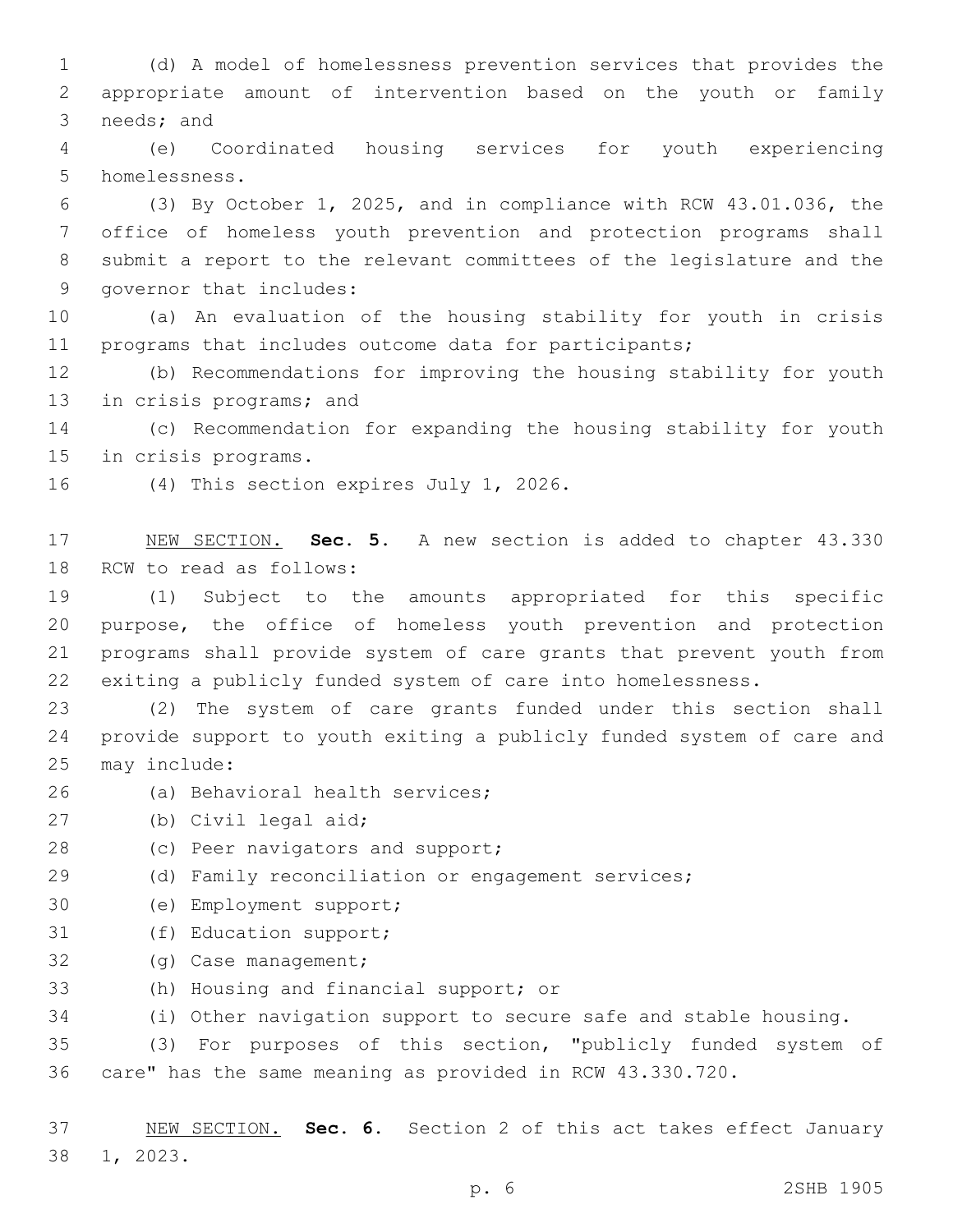(d) A model of homelessness prevention services that provides the appropriate amount of intervention based on the youth or family needs; and

(e) Coordinated housing services for youth experiencing homelessness.

(3) By October 1, 2025, and in compliance with RCW 43.01.036, the office of homeless youth prevention and protection programs shall submit a report to the relevant committees of the legislature and the governor that includes:

(a) An evaluation of the housing stability for youth in crisis programs that includes outcome data for participants;

(b) Recommendations for improving the housing stability for youth in crisis programs; and

(c) Recommendation for expanding the housing stability for youth in crisis programs.

(4) This section expires July 1, 2026.

NEW SECTION. **Sec. 5.** A new section is added to chapter 43.330 RCW to read as follows:

(1) Subject to the amounts appropriated for this specific purpose, the office of homeless youth prevention and protection programs shall provide system of care grants that prevent youth from exiting a publicly funded system of care into homelessness.

(2) The system of care grants funded under this section shall provide support to youth exiting a publicly funded system of care and may include:

(a) Behavioral health services;

(b) Civil legal aid;

(c) Peer navigators and support;

(d) Family reconciliation or engagement services;

(e) Employment support;

(f) Education support;

(g) Case management;

(h) Housing and financial support; or

(i) Other navigation support to secure safe and stable housing.

(3) For purposes of this section, "publicly funded system of care" has the same meaning as provided in RCW 43.330.720.

NEW SECTION. **Sec. 6.** Section 2 of this act takes effect January 1, 2023.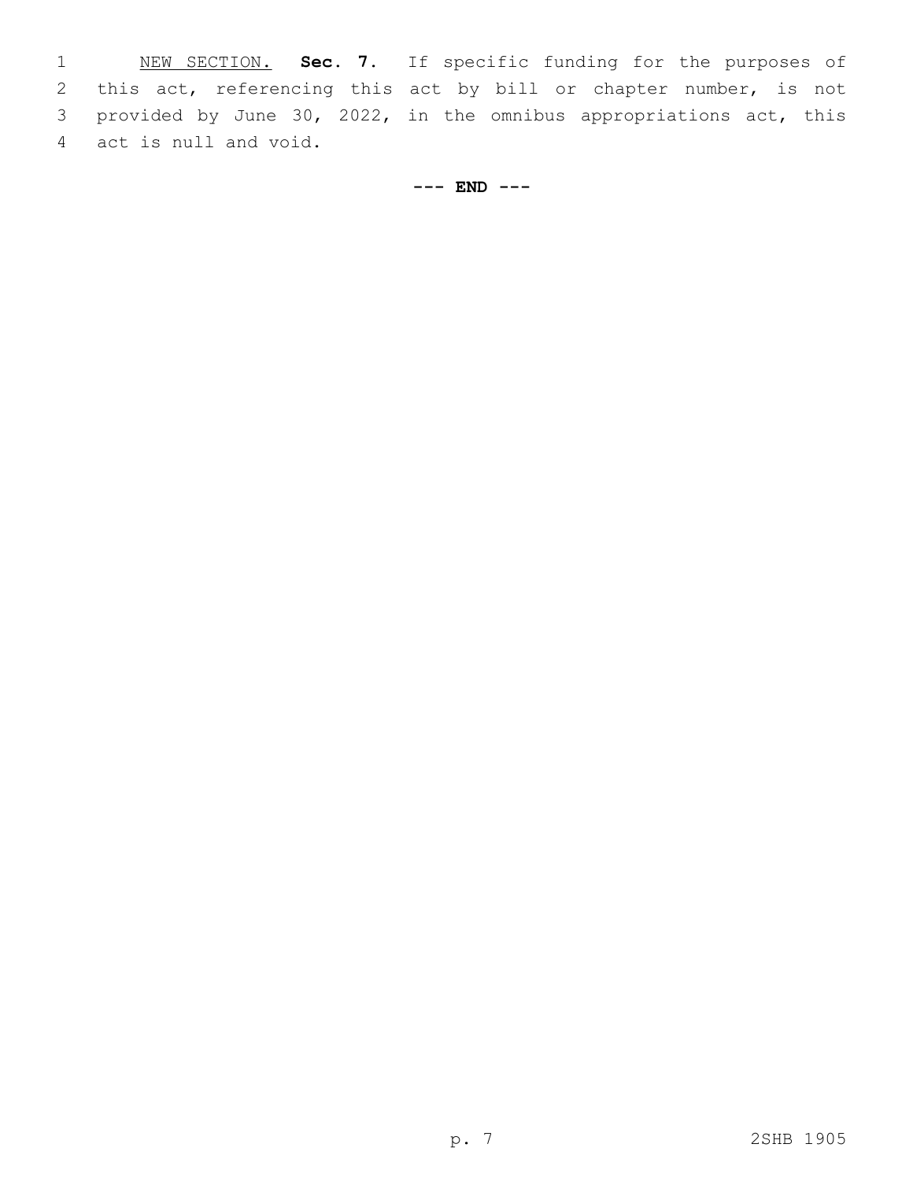NEW SECTION. **Sec. 7.** If specific funding for the purposes of this act, referencing this act by bill or chapter number, is not provided by June 30, 2022, in the omnibus appropriations act, this act is null and void.

**--- END ---**